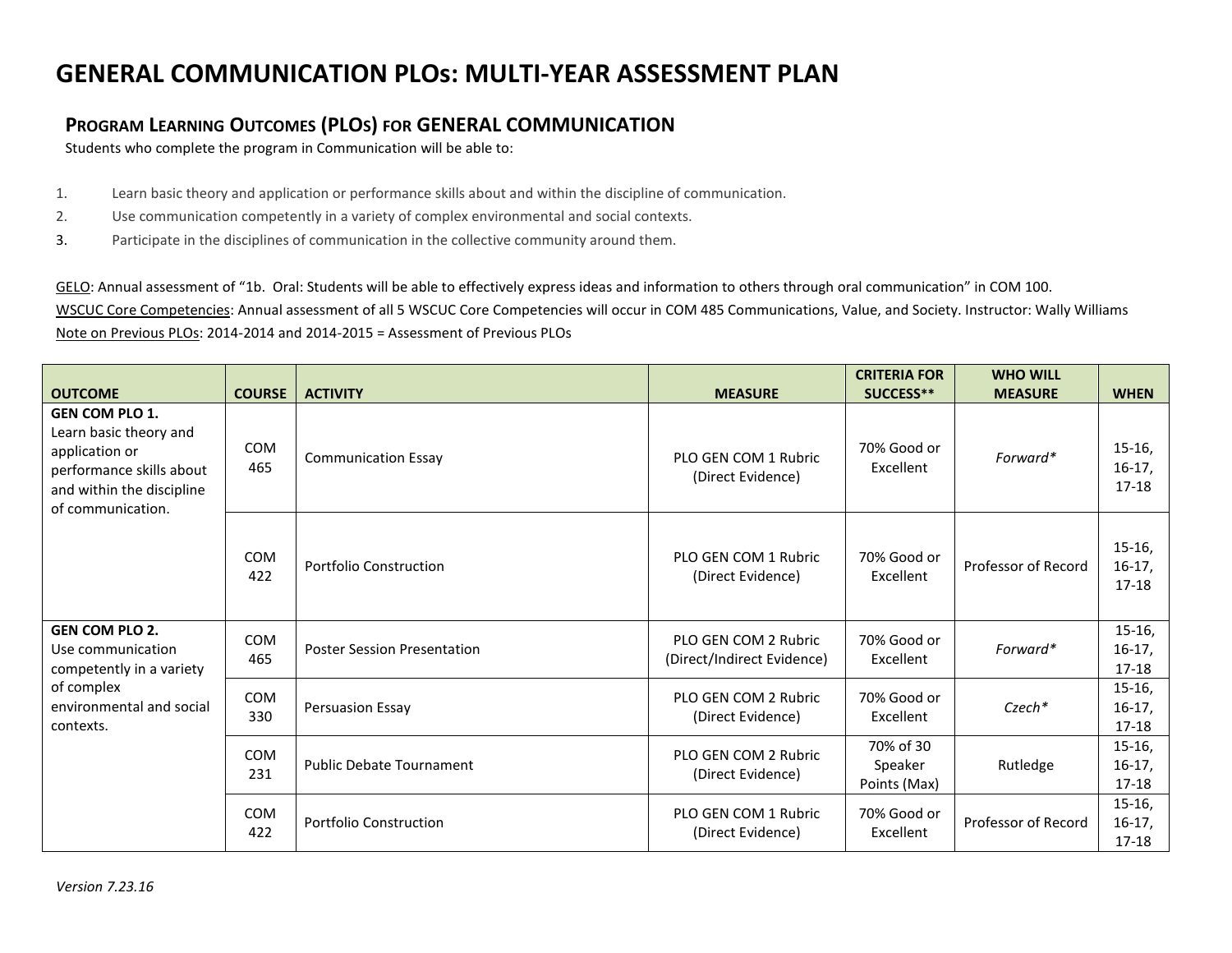# GENERAL COMMUNICATION PLOs: MULTI-YEAR ASSESSMENT PLAN

## PROGRAM LEARNING OUTCOMES (PLOs) FOR GENERAL COMMUNICATION

Students who complete the program in Communication will be able to:

1. Learn basic theory and application or performance skills about and within the discipline of communication.
2. Use communication competently in a variety of complex environmental and social contexts.
3. Participate in the disciplines of communication in the collective community around them.

GELO: Annual assessment of "1b. Oral: Students will be able to effectively express ideas and information to others through oral communication" in COM 100.

WSCUC Core Competencies: Annual assessment of all 5 WSCUC Core Competencies will occur in COM 485 Communications, Value, and Society. Instructor: Wally Williams

Note on Previous PLOs: 2014-2014 and 2014-2015 = Assessment of Previous PLOs

| OUTCOME | COURSE | ACTIVITY | MEASURE | CRITERIA FOR SUCCESS** | WHO WILL MEASURE | WHEN |
|---|---|---|---|---|---|---|
| **GEN COM PLO 1.** Learn basic theory and application or performance skills about and within the discipline of communication. | COM 465 | Communication Essay | PLO GEN COM 1 Rubric (Direct Evidence) | 70% Good or Excellent | *Forward** | 15-16, 16-17, 17-18 |
| | COM 422 | Portfolio Construction | PLO GEN COM 1 Rubric (Direct Evidence) | 70% Good or Excellent | Professor of Record | 15-16, 16-17, 17-18 |
| **GEN COM PLO 2.** Use communication competently in a variety of complex environmental and social contexts. | COM 465 | Poster Session Presentation | PLO GEN COM 2 Rubric (Direct/Indirect Evidence) | 70% Good or Excellent | *Forward** | 15-16, 16-17, 17-18 |
| | COM 330 | Persuasion Essay | PLO GEN COM 2 Rubric (Direct Evidence) | 70% Good or Excellent | *Czech** | 15-16, 16-17, 17-18 |
| | COM 231 | Public Debate Tournament | PLO GEN COM 2 Rubric (Direct Evidence) | 70% of 30 Speaker Points (Max) | Rutledge | 15-16, 16-17, 17-18 |
| | COM 422 | Portfolio Construction | PLO GEN COM 1 Rubric (Direct Evidence) | 70% Good or Excellent | Professor of Record | 15-16, 16-17, 17-18 |

*Version 7.23.16*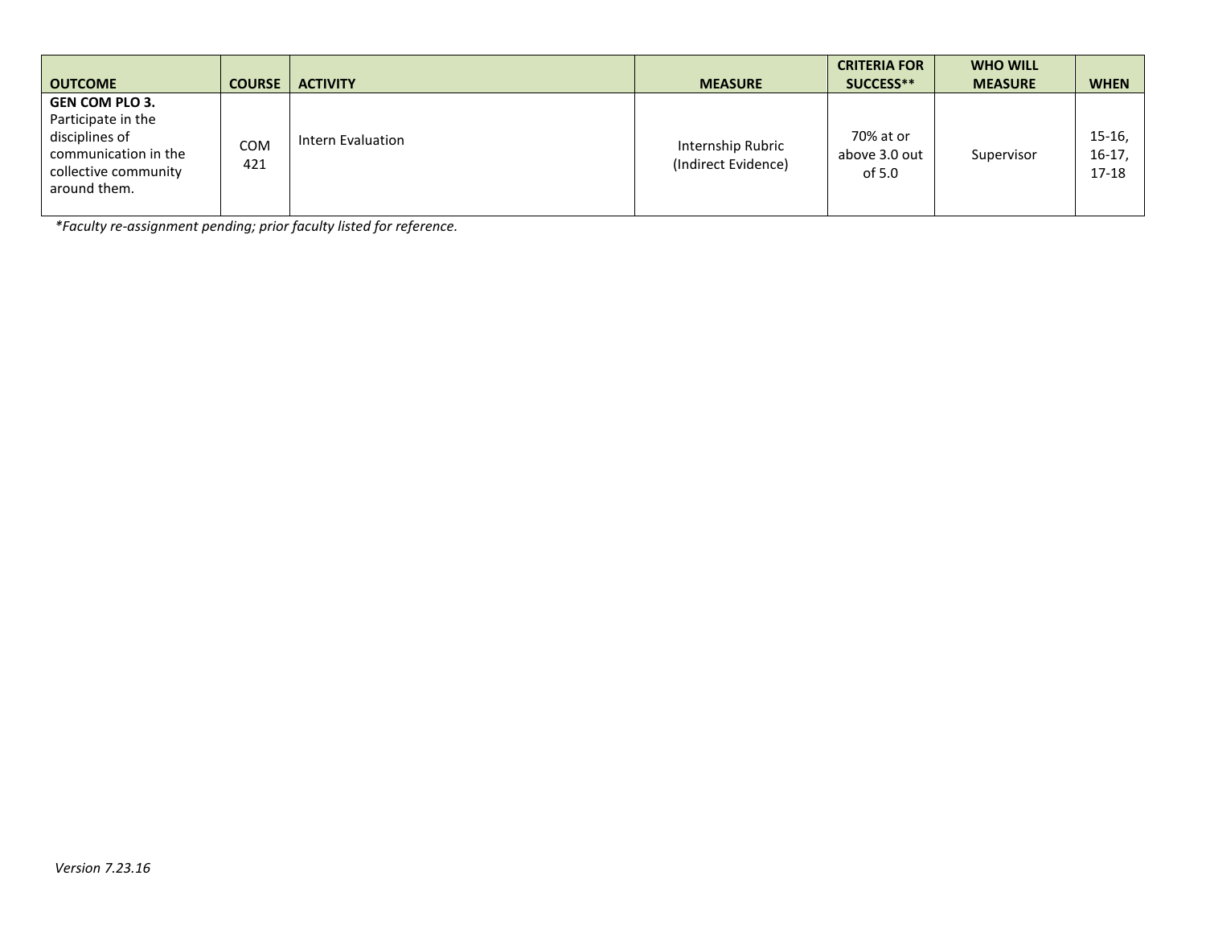| OUTCOME | COURSE | ACTIVITY | MEASURE | CRITERIA FOR SUCCESS** | WHO WILL MEASURE | WHEN |
|---|---|---|---|---|---|---|
| **GEN COM PLO 3.** Participate in the disciplines of communication in the collective community around them. | COM 421 | Intern Evaluation | Internship Rubric (Indirect Evidence) | 70% at or above 3.0 out of 5.0 | Supervisor | 15-16, 16-17, 17-18 |

*\*Faculty re-assignment pending; prior faculty listed for reference.*

*Version 7.23.16*